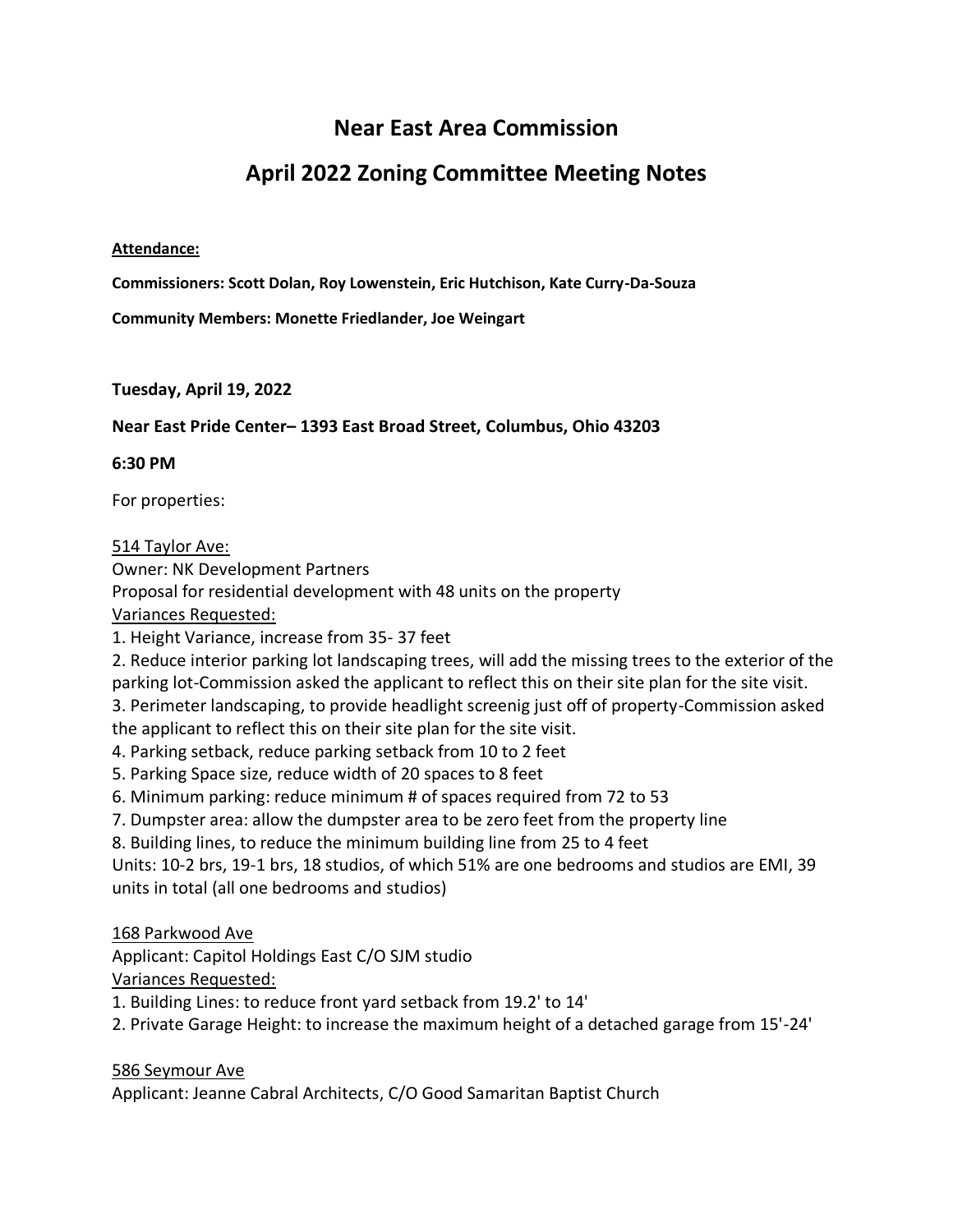# Near East Area Commission

## April 2022 Zoning Committee Meeting Notes

**Attendance:**

**Commissioners: Scott Dolan, Roy Lowenstein, Eric Hutchison, Kate Curry-Da-Souza**

**Community Members: Monette Friedlander, Joe Weingart**

**Tuesday, April 19, 2022**

**Near East Pride Center– 1393 East Broad Street, Columbus, Ohio 43203**

**6:30 PM**

For properties:

514 Taylor Ave:
Owner: NK Development Partners
Proposal for residential development with 48 units on the property
Variances Requested:

1. Height Variance, increase from 35- 37 feet
2. Reduce interior parking lot landscaping trees, will add the missing trees to the exterior of the parking lot-Commission asked the applicant to reflect this on their site plan for the site visit.
3. Perimeter landscaping, to provide headlight screenig just off of property-Commission asked the applicant to reflect this on their site plan for the site visit.
4. Parking setback, reduce parking setback from 10 to 2 feet
5. Parking Space size, reduce width of 20 spaces to 8 feet
6. Minimum parking: reduce minimum # of spaces required from 72 to 53
7. Dumpster area: allow the dumpster area to be zero feet from the property line
8. Building lines, to reduce the minimum building line from 25 to 4 feet

Units: 10-2 brs, 19-1 brs, 18 studios, of which 51% are one bedrooms and studios are EMI, 39 units in total (all one bedrooms and studios)

168 Parkwood Ave
Applicant: Capitol Holdings East C/O SJM studio
Variances Requested:

1. Building Lines: to reduce front yard setback from 19.2' to 14'
2. Private Garage Height: to increase the maximum height of a detached garage from 15'-24'

586 Seymour Ave
Applicant: Jeanne Cabral Architects, C/O Good Samaritan Baptist Church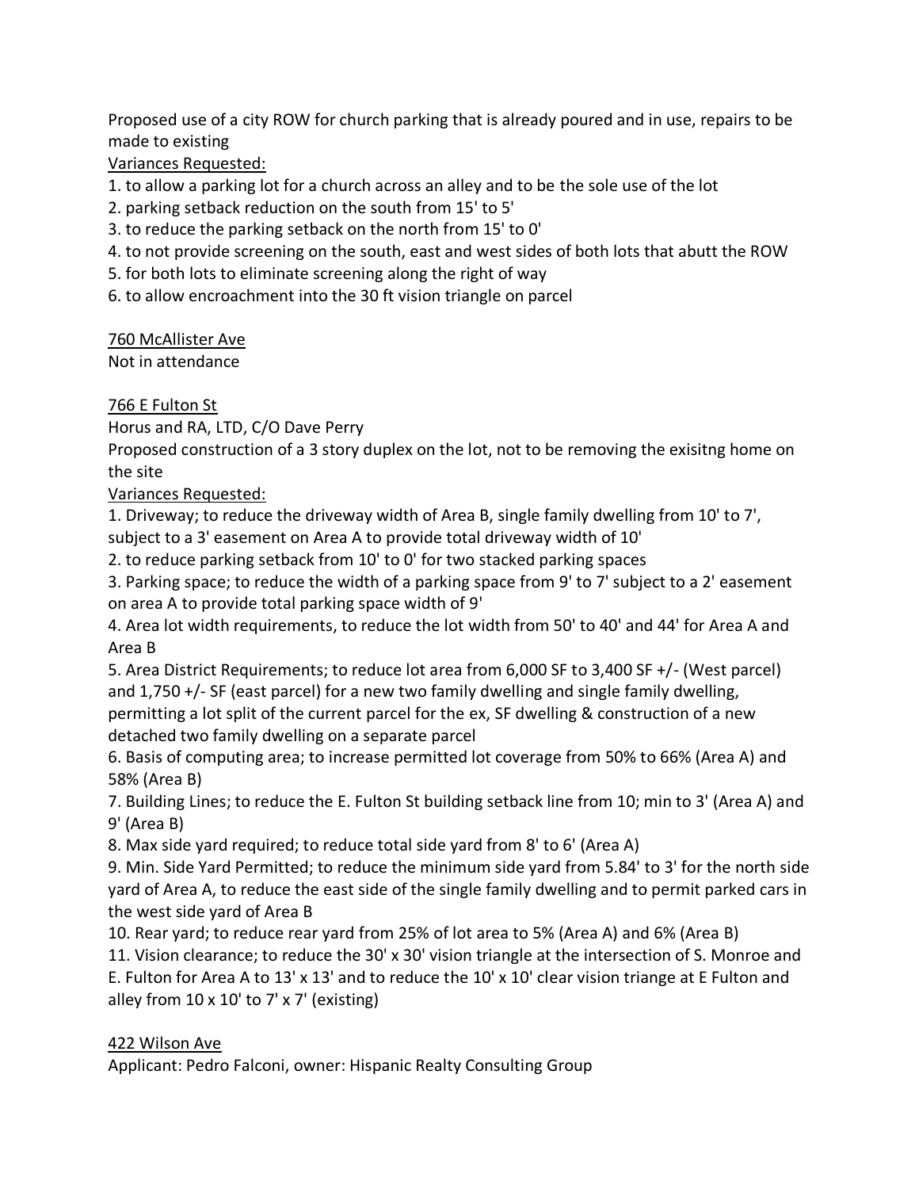Proposed use of a city ROW for church parking that is already poured and in use, repairs to be made to existing

<u>Variances Requested:</u>

1. to allow a parking lot for a church across an alley and to be the sole use of the lot
2. parking setback reduction on the south from 15' to 5'
3. to reduce the parking setback on the north from 15' to 0'
4. to not provide screening on the south, east and west sides of both lots that abutt the ROW
5. for both lots to eliminate screening along the right of way
6. to allow encroachment into the 30 ft vision triangle on parcel

<u>760 McAllister Ave</u>

Not in attendance

<u>766 E Fulton St</u>

Horus and RA, LTD, C/O Dave Perry

Proposed construction of a 3 story duplex on the lot, not to be removing the exisitng home on the site

<u>Variances Requested:</u>

1. Driveway; to reduce the driveway width of Area B, single family dwelling from 10' to 7', subject to a 3' easement on Area A to provide total driveway width of 10'
2. to reduce parking setback from 10' to 0' for two stacked parking spaces
3. Parking space; to reduce the width of a parking space from 9' to 7' subject to a 2' easement on area A to provide total parking space width of 9'
4. Area lot width requirements, to reduce the lot width from 50' to 40' and 44' for Area A and Area B
5. Area District Requirements; to reduce lot area from 6,000 SF to 3,400 SF +/- (West parcel) and 1,750 +/- SF (east parcel) for a new two family dwelling and single family dwelling, permitting a lot split of the current parcel for the ex, SF dwelling & construction of a new detached two family dwelling on a separate parcel
6. Basis of computing area; to increase permitted lot coverage from 50% to 66% (Area A) and 58% (Area B)
7. Building Lines; to reduce the E. Fulton St building setback line from 10; min to 3' (Area A) and 9' (Area B)
8. Max side yard required; to reduce total side yard from 8' to 6' (Area A)
9. Min. Side Yard Permitted; to reduce the minimum side yard from 5.84' to 3' for the north side yard of Area A, to reduce the east side of the single family dwelling and to permit parked cars in the west side yard of Area B
10. Rear yard; to reduce rear yard from 25% of lot area to 5% (Area A) and 6% (Area B)
11. Vision clearance; to reduce the 30' x 30' vision triangle at the intersection of S. Monroe and E. Fulton for Area A to 13' x 13' and to reduce the 10' x 10' clear vision triange at E Fulton and alley from 10 x 10' to 7' x 7' (existing)

<u>422 Wilson Ave</u>

Applicant: Pedro Falconi, owner: Hispanic Realty Consulting Group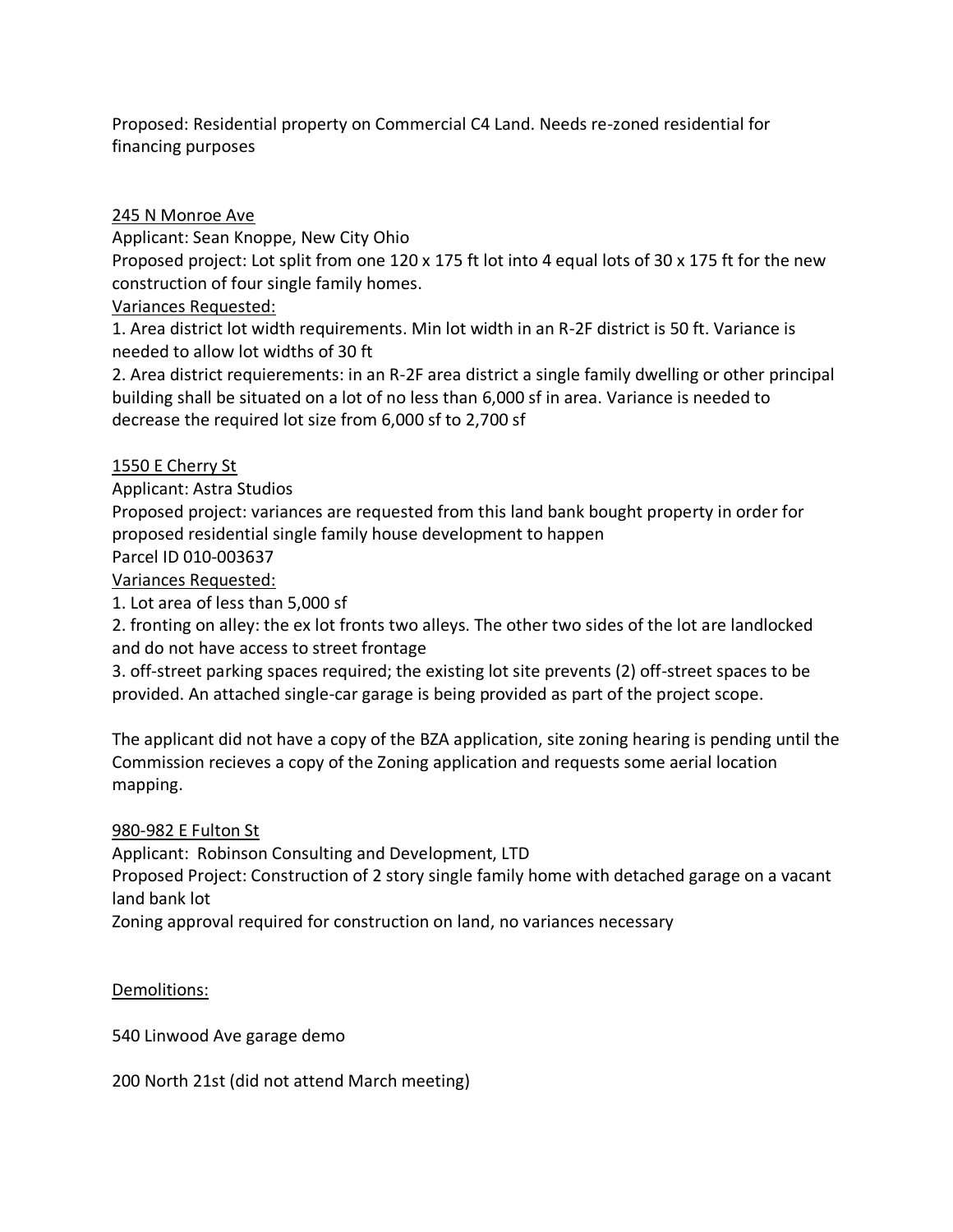Proposed: Residential property on Commercial C4 Land. Needs re-zoned residential for financing purposes

<u>245 N Monroe Ave</u>

Applicant: Sean Knoppe, New City Ohio

Proposed project: Lot split from one 120 x 175 ft lot into 4 equal lots of 30 x 175 ft for the new construction of four single family homes.

<u>Variances Requested:</u>

1. Area district lot width requirements. Min lot width in an R-2F district is 50 ft. Variance is needed to allow lot widths of 30 ft
2. Area district requierements: in an R-2F area district a single family dwelling or other principal building shall be situated on a lot of no less than 6,000 sf in area. Variance is needed to decrease the required lot size from 6,000 sf to 2,700 sf

<u>1550 E Cherry St</u>

Applicant: Astra Studios

Proposed project: variances are requested from this land bank bought property in order for proposed residential single family house development to happen

Parcel ID 010-003637

<u>Variances Requested:</u>

1. Lot area of less than 5,000 sf
2. fronting on alley: the ex lot fronts two alleys. The other two sides of the lot are landlocked and do not have access to street frontage
3. off-street parking spaces required; the existing lot site prevents (2) off-street spaces to be provided. An attached single-car garage is being provided as part of the project scope.

The applicant did not have a copy of the BZA application, site zoning hearing is pending until the Commission recieves a copy of the Zoning application and requests some aerial location mapping.

<u>980-982 E Fulton St</u>

Applicant: Robinson Consulting and Development, LTD

Proposed Project: Construction of 2 story single family home with detached garage on a vacant land bank lot

Zoning approval required for construction on land, no variances necessary

<u>Demolitions:</u>

540 Linwood Ave garage demo

200 North 21st (did not attend March meeting)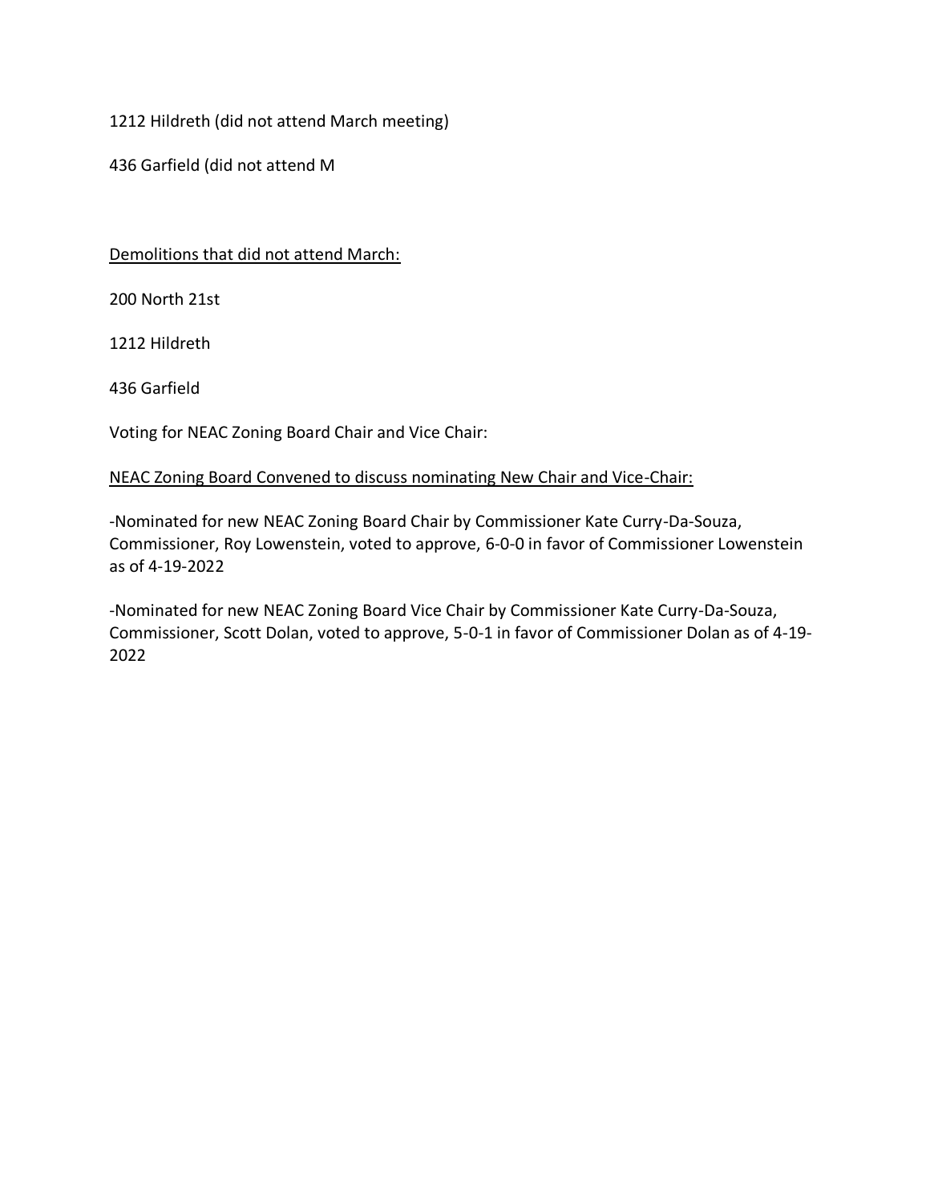1212 Hildreth (did not attend March meeting)

436 Garfield (did not attend M

<u>Demolitions that did not attend March:</u>

200 North 21st

1212 Hildreth

436 Garfield

Voting for NEAC Zoning Board Chair and Vice Chair:

<u>NEAC Zoning Board Convened to discuss nominating New Chair and Vice-Chair:</u>

-Nominated for new NEAC Zoning Board Chair by Commissioner Kate Curry-Da-Souza, Commissioner, Roy Lowenstein, voted to approve, 6-0-0 in favor of Commissioner Lowenstein as of 4-19-2022

-Nominated for new NEAC Zoning Board Vice Chair by Commissioner Kate Curry-Da-Souza, Commissioner, Scott Dolan, voted to approve, 5-0-1 in favor of Commissioner Dolan as of 4-19-2022